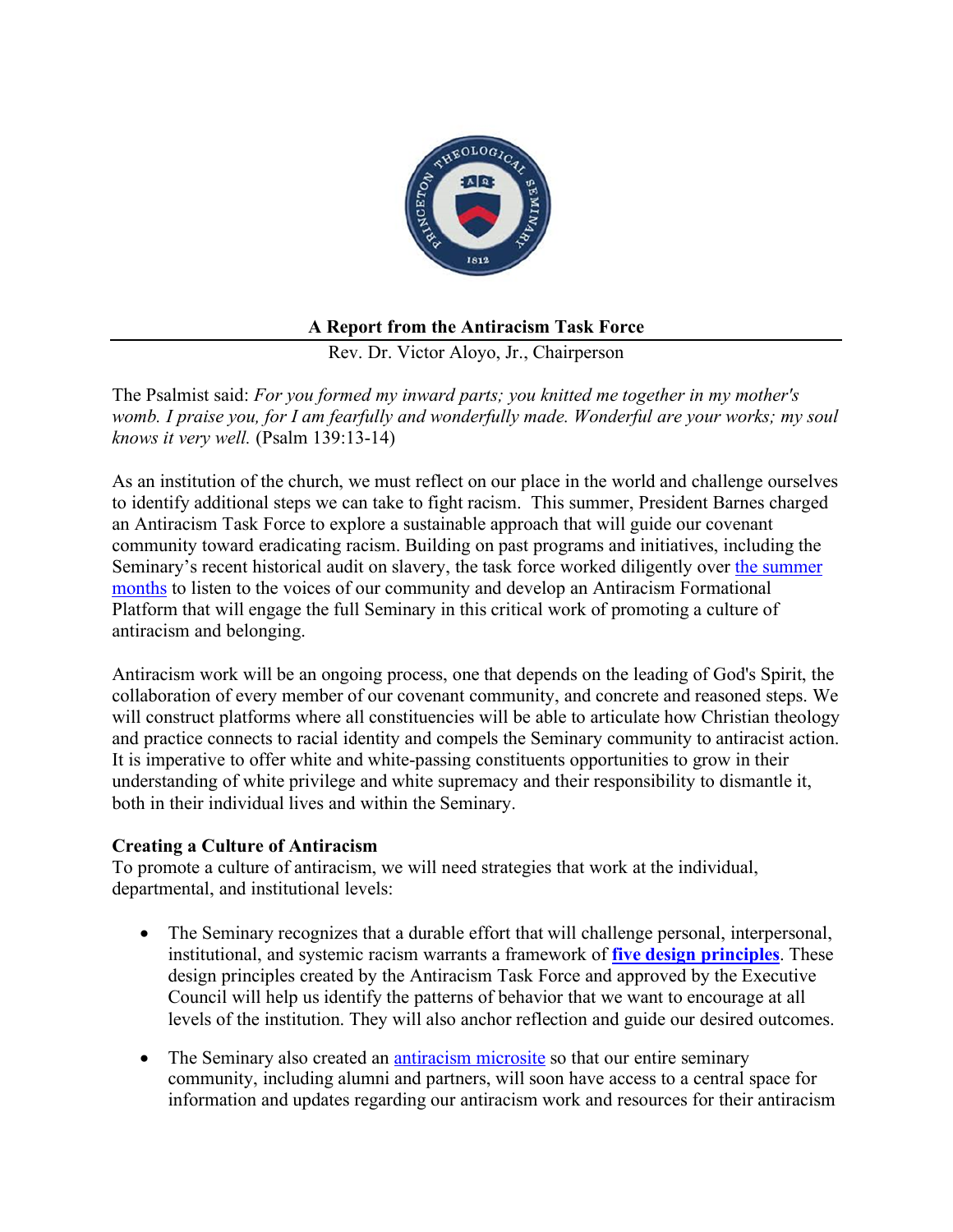**A Report from the Antiracism Task Force**

Rev. Dr. Victor Aloyo, Jr., Chairperson

The Psalmist said: *For you formed my inward parts; you knitted me together in my mother's womb. I praise you, for I am fearfully and wonderfully made. Wonderful are your works; my soul knows it very well.* (Psalm 139:13-14)

As an institution of the church, we must reflect on our place in the world and challenge ourselves to identify additional steps we can take to fight racism. This summer, President Barnes charged an Antiracism Task Force to explore a sustainable approach that will guide our covenant community toward eradicating racism. Building on past programs and initiatives, including the Seminary's recent historical audit on slavery, the task force worked diligently over the summer months to listen to the voices of our community and develop an Antiracism Formational Platform that will engage the full Seminary in this critical work of promoting a culture of antiracism and belonging.

Antiracism work will be an ongoing process, one that depends on the leading of God's Spirit, the collaboration of every member of our covenant community, and concrete and reasoned steps. We will construct platforms where all constituencies will be able to articulate how Christian theology and practice connects to racial identity and compels the Seminary community to antiracist action. It is imperative to offer white and white-passing constituents opportunities to grow in their understanding of white privilege and white supremacy and their responsibility to dismantle it, both in their individual lives and within the Seminary.

**Creating a Culture of Antiracism**

To promote a culture of antiracism, we will need strategies that work at the individual, departmental, and institutional levels:

- The Seminary recognizes that a durable effort that will challenge personal, interpersonal, institutional, and systemic racism warrants a framework of **five design principles**. These design principles created by the Antiracism Task Force and approved by the Executive Council will help us identify the patterns of behavior that we want to encourage at all levels of the institution. They will also anchor reflection and guide our desired outcomes.
- The Seminary also created an antiracism microsite so that our entire seminary community, including alumni and partners, will soon have access to a central space for information and updates regarding our antiracism work and resources for their antiracism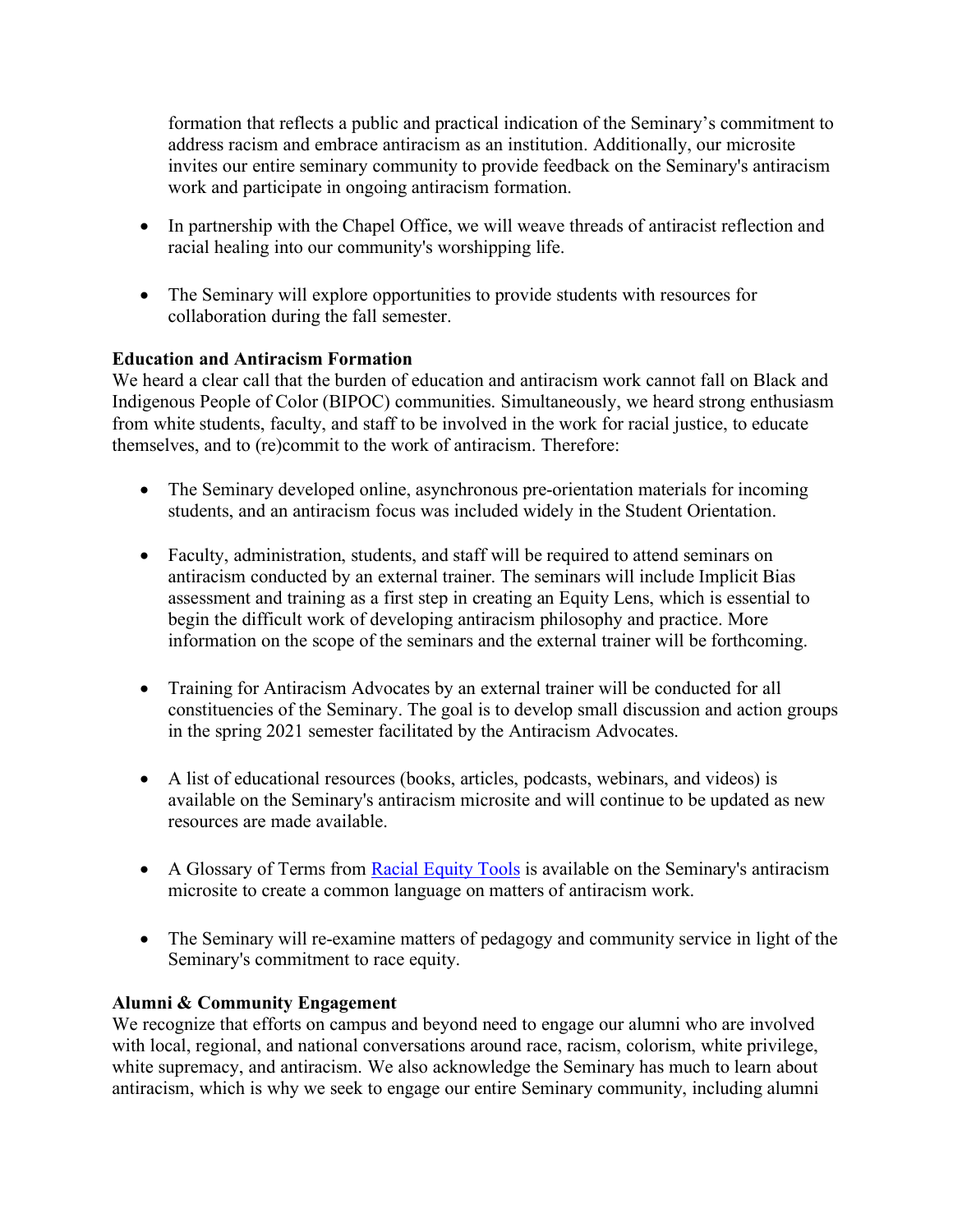formation that reflects a public and practical indication of the Seminary's commitment to address racism and embrace antiracism as an institution. Additionally, our microsite invites our entire seminary community to provide feedback on the Seminary's antiracism work and participate in ongoing antiracism formation.

- In partnership with the Chapel Office, we will weave threads of antiracist reflection and racial healing into our community's worshipping life.

- The Seminary will explore opportunities to provide students with resources for collaboration during the fall semester.

**Education and Antiracism Formation**

We heard a clear call that the burden of education and antiracism work cannot fall on Black and Indigenous People of Color (BIPOC) communities. Simultaneously, we heard strong enthusiasm from white students, faculty, and staff to be involved in the work for racial justice, to educate themselves, and to (re)commit to the work of antiracism. Therefore:

- The Seminary developed online, asynchronous pre-orientation materials for incoming students, and an antiracism focus was included widely in the Student Orientation.

- Faculty, administration, students, and staff will be required to attend seminars on antiracism conducted by an external trainer. The seminars will include Implicit Bias assessment and training as a first step in creating an Equity Lens, which is essential to begin the difficult work of developing antiracism philosophy and practice. More information on the scope of the seminars and the external trainer will be forthcoming.

- Training for Antiracism Advocates by an external trainer will be conducted for all constituencies of the Seminary. The goal is to develop small discussion and action groups in the spring 2021 semester facilitated by the Antiracism Advocates.

- A list of educational resources (books, articles, podcasts, webinars, and videos) is available on the Seminary's antiracism microsite and will continue to be updated as new resources are made available.

- A Glossary of Terms from Racial Equity Tools is available on the Seminary's antiracism microsite to create a common language on matters of antiracism work.

- The Seminary will re-examine matters of pedagogy and community service in light of the Seminary's commitment to race equity.

**Alumni & Community Engagement**

We recognize that efforts on campus and beyond need to engage our alumni who are involved with local, regional, and national conversations around race, racism, colorism, white privilege, white supremacy, and antiracism. We also acknowledge the Seminary has much to learn about antiracism, which is why we seek to engage our entire Seminary community, including alumni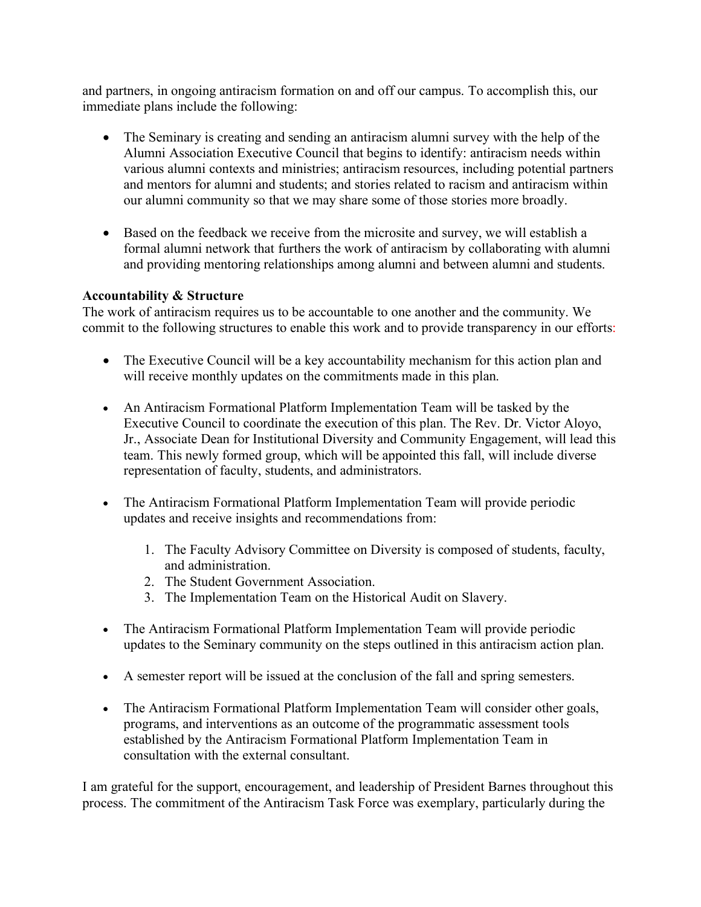and partners, in ongoing antiracism formation on and off our campus. To accomplish this, our immediate plans include the following:

- The Seminary is creating and sending an antiracism alumni survey with the help of the Alumni Association Executive Council that begins to identify: antiracism needs within various alumni contexts and ministries; antiracism resources, including potential partners and mentors for alumni and students; and stories related to racism and antiracism within our alumni community so that we may share some of those stories more broadly.

- Based on the feedback we receive from the microsite and survey, we will establish a formal alumni network that furthers the work of antiracism by collaborating with alumni and providing mentoring relationships among alumni and between alumni and students.

**Accountability & Structure**

The work of antiracism requires us to be accountable to one another and the community. We commit to the following structures to enable this work and to provide transparency in our efforts:

- The Executive Council will be a key accountability mechanism for this action plan and will receive monthly updates on the commitments made in this plan.

- An Antiracism Formational Platform Implementation Team will be tasked by the Executive Council to coordinate the execution of this plan. The Rev. Dr. Victor Aloyo, Jr., Associate Dean for Institutional Diversity and Community Engagement, will lead this team. This newly formed group, which will be appointed this fall, will include diverse representation of faculty, students, and administrators.

- The Antiracism Formational Platform Implementation Team will provide periodic updates and receive insights and recommendations from:

  1. The Faculty Advisory Committee on Diversity is composed of students, faculty, and administration.
  2. The Student Government Association.
  3. The Implementation Team on the Historical Audit on Slavery.

- The Antiracism Formational Platform Implementation Team will provide periodic updates to the Seminary community on the steps outlined in this antiracism action plan.

- A semester report will be issued at the conclusion of the fall and spring semesters.

- The Antiracism Formational Platform Implementation Team will consider other goals, programs, and interventions as an outcome of the programmatic assessment tools established by the Antiracism Formational Platform Implementation Team in consultation with the external consultant.

I am grateful for the support, encouragement, and leadership of President Barnes throughout this process. The commitment of the Antiracism Task Force was exemplary, particularly during the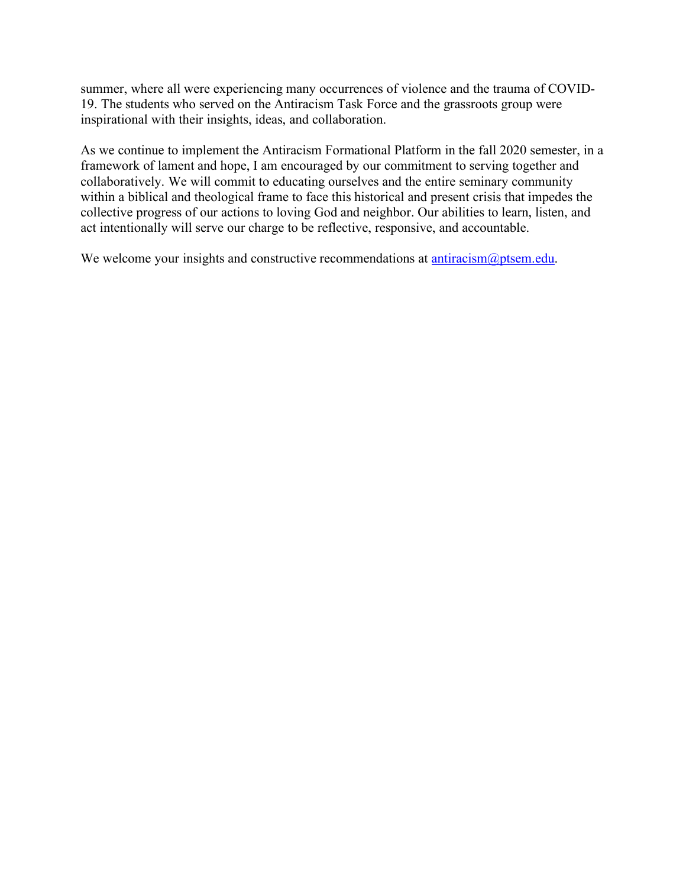summer, where all were experiencing many occurrences of violence and the trauma of COVID-19. The students who served on the Antiracism Task Force and the grassroots group were inspirational with their insights, ideas, and collaboration.

As we continue to implement the Antiracism Formational Platform in the fall 2020 semester, in a framework of lament and hope, I am encouraged by our commitment to serving together and collaboratively. We will commit to educating ourselves and the entire seminary community within a biblical and theological frame to face this historical and present crisis that impedes the collective progress of our actions to loving God and neighbor. Our abilities to learn, listen, and act intentionally will serve our charge to be reflective, responsive, and accountable.

We welcome your insights and constructive recommendations at antiracism@ptsem.edu.